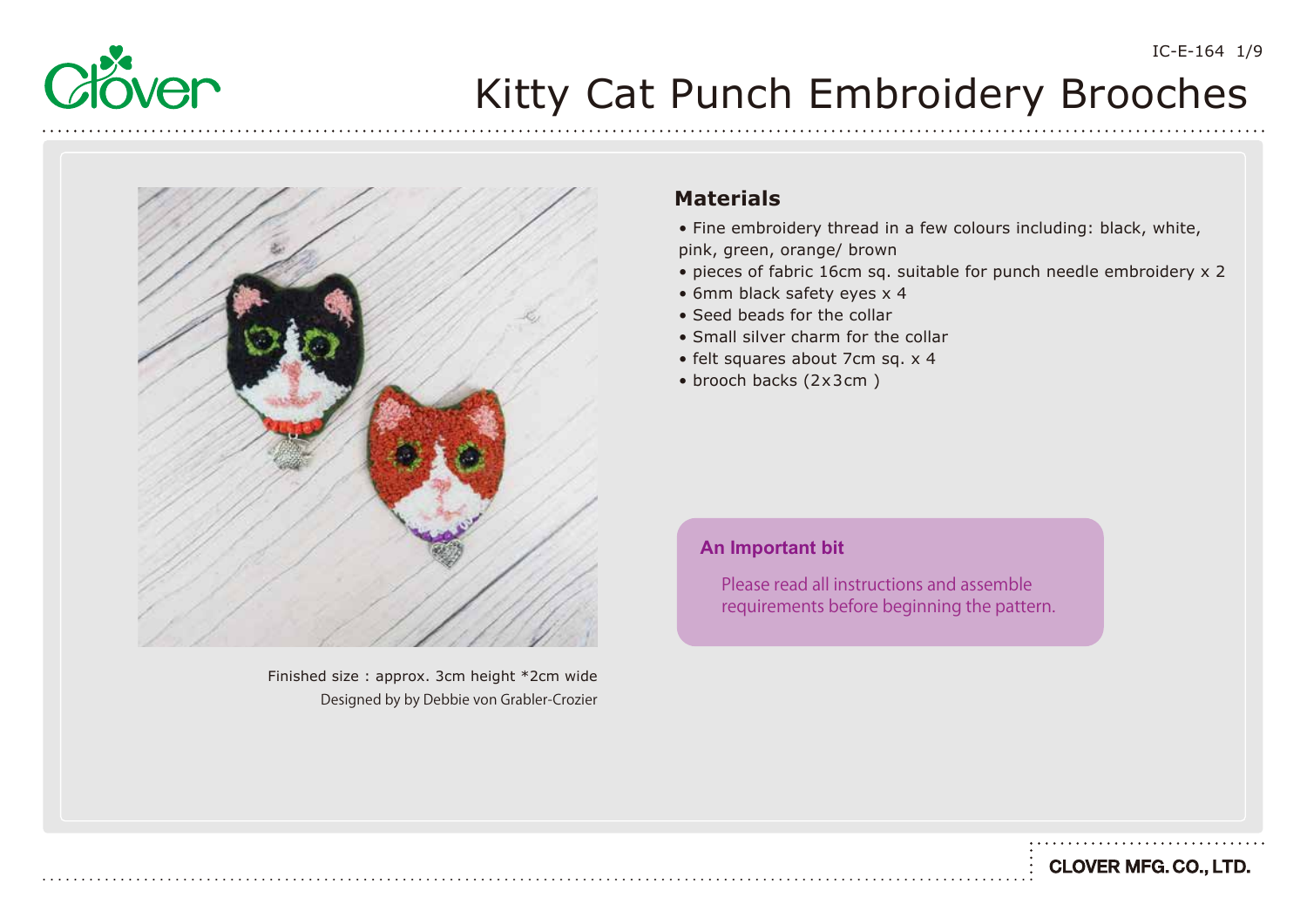# Kitty Cat Punch Embroidery Brooches

Finished size : approx. 3cm height *2cm wide

Designed by by Debbie von Grabler-Crozier

## Materials

- Fine embroidery thread in a few colours including: black, white, pink, green, orange/ brown
- pieces of fabric 16cm sq. suitable for punch needle embroidery x 2
- 6mm black safety eyes x 4
- Seed beads for the collar
- Small silver charm for the collar
- felt squares about 7cm sq. x 4
- brooch backs (2x3cm )

**An Important bit**

Please read all instructions and assemble requirements before beginning the pattern.

CLOVER MFG. CO., LTD.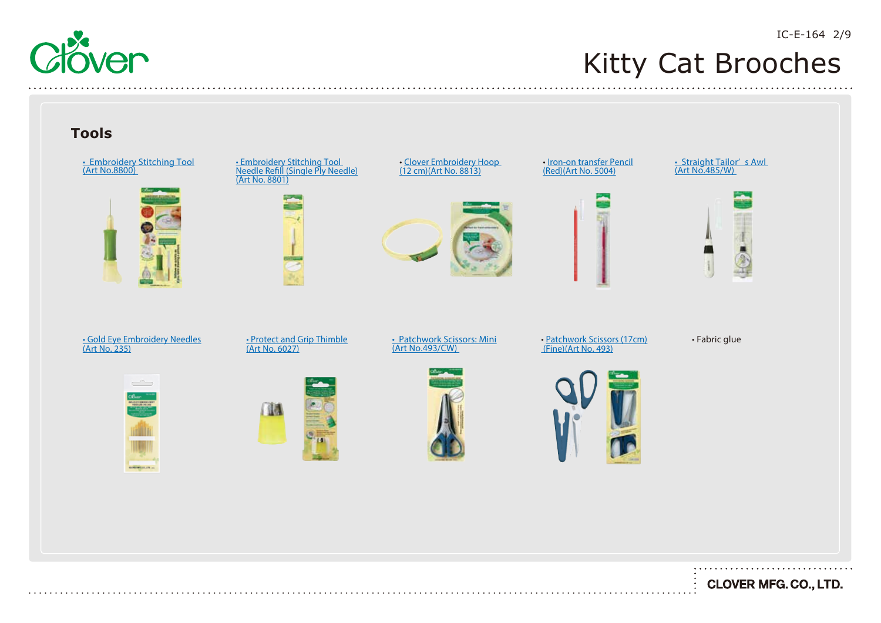# Kitty Cat Brooches

## Tools

- Embroidery Stitching Tool (Art No.8800)
- Embroidery Stitching Tool Needle Refill (Single Ply Needle) (Art No. 8801)
- Clover Embroidery Hoop (12 cm)(Art No. 8813)
- Iron-on transfer Pencil (Red)(Art No. 5004)
- Straight Tailor's Awl (Art No.485/W)
- Gold Eye Embroidery Needles (Art No. 235)
- Protect and Grip Thimble (Art No. 6027)
- Patchwork Scissors: Mini (Art No.493/CW)
- Patchwork Scissors (17cm) (Fine)(Art No. 493)
- Fabric glue

CLOVER MFG. CO., LTD.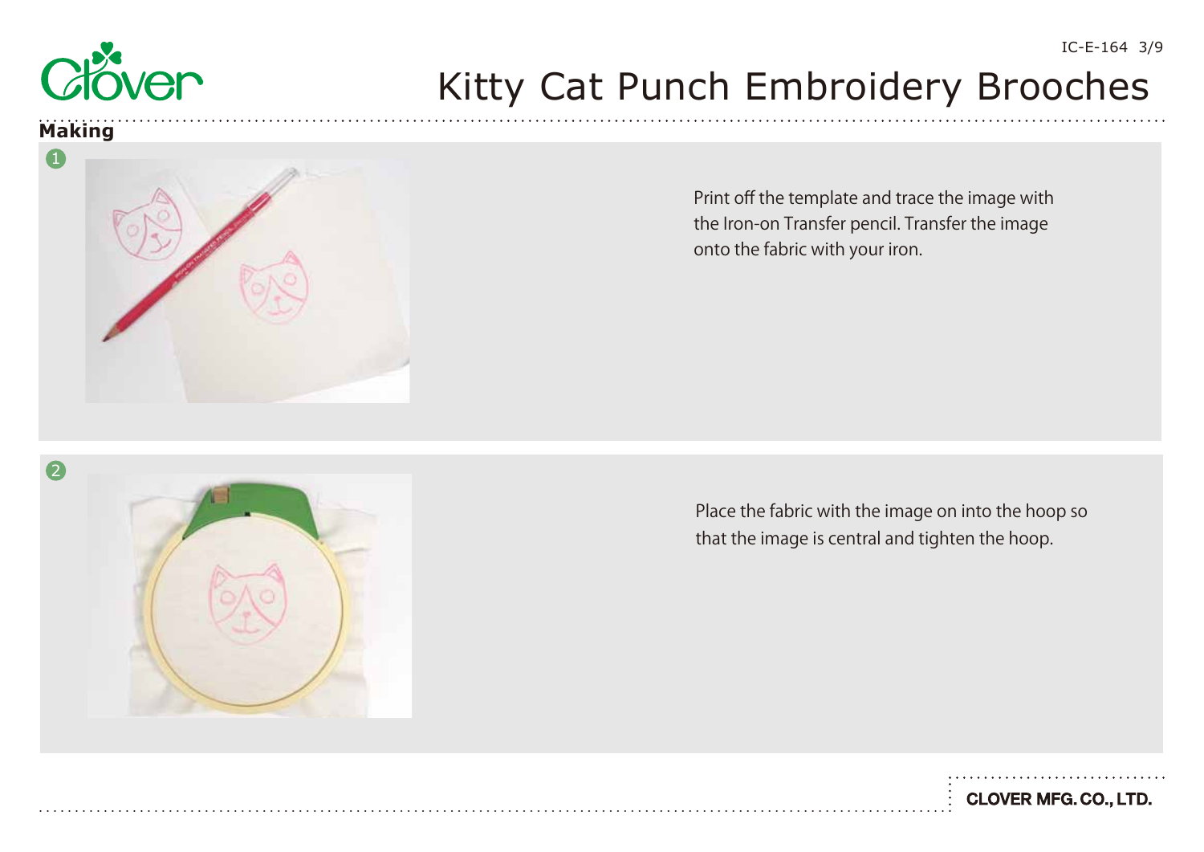# Kitty Cat Punch Embroidery Brooches

## Making

1. Print off the template and trace the image with the Iron-on Transfer pencil. Transfer the image onto the fabric with your iron.

2. Place the fabric with the image on into the hoop so that the image is central and tighten the hoop.

CLOVER MFG. CO., LTD.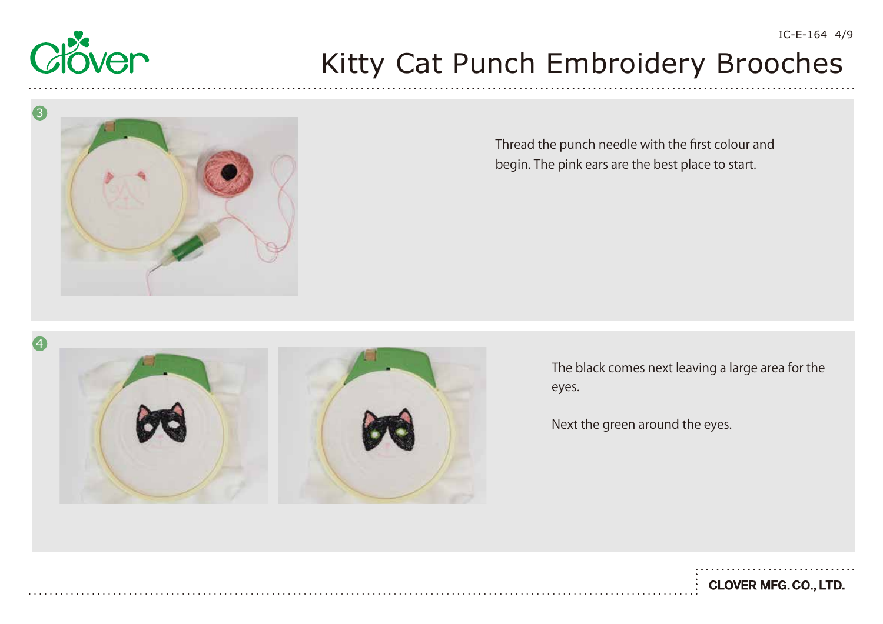3

Thread the punch needle with the first colour and begin. The pink ears are the best place to start.

4

The black comes next leaving a large area for the eyes.

Next the green around the eyes.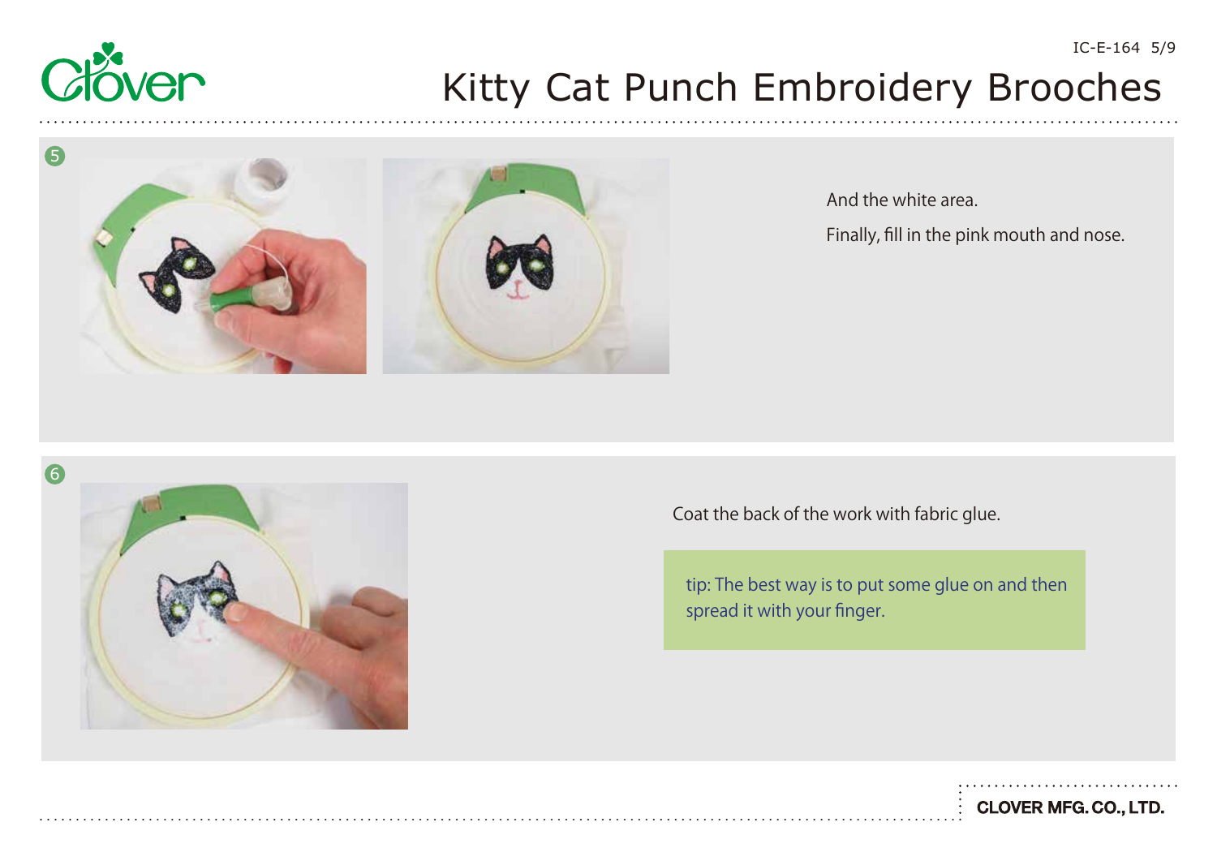# Kitty Cat Punch Embroidery Brooches

5

And the white area.

Finally, fill in the pink mouth and nose.

6

Coat the back of the work with fabric glue.

tip: The best way is to put some glue on and then spread it with your finger.

**CLOVER MFG. CO., LTD.**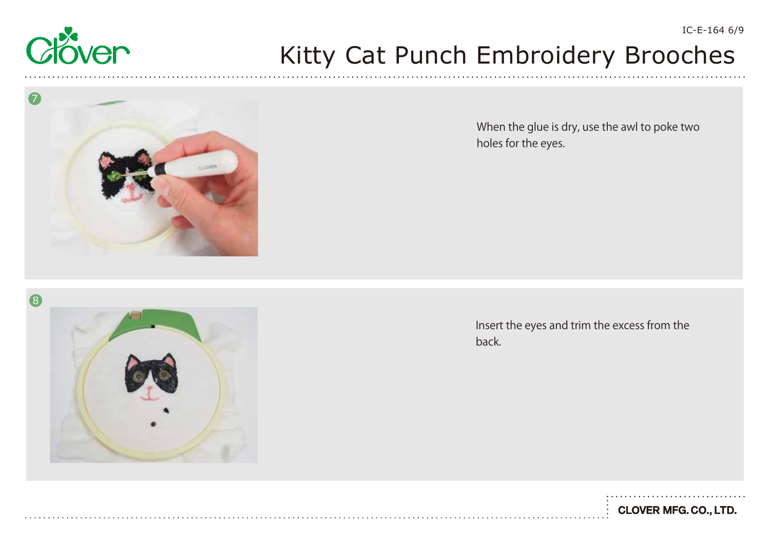7

When the glue is dry, use the awl to poke two holes for the eyes.

8

Insert the eyes and trim the excess from the back.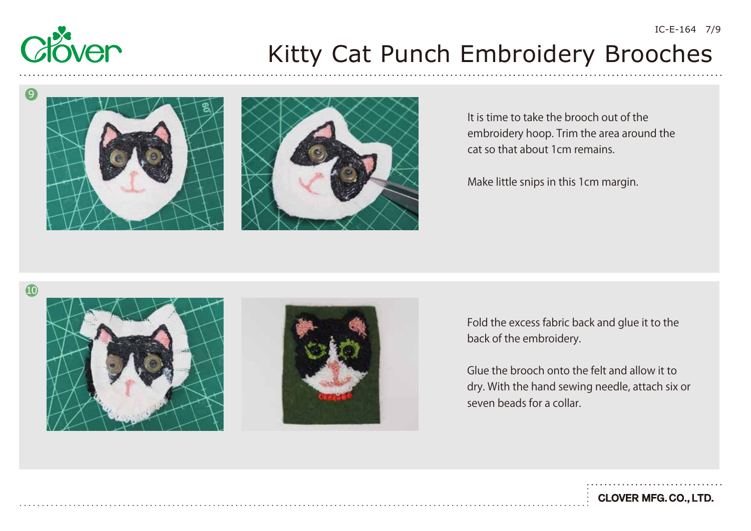# Kitty Cat Punch Embroidery Brooches

9

It is time to take the brooch out of the embroidery hoop. Trim the area around the cat so that about 1cm remains.

Make little snips in this 1cm margin.

10

Fold the excess fabric back and glue it to the back of the embroidery.

Glue the brooch onto the felt and allow it to dry. With the hand sewing needle, attach six or seven beads for a collar.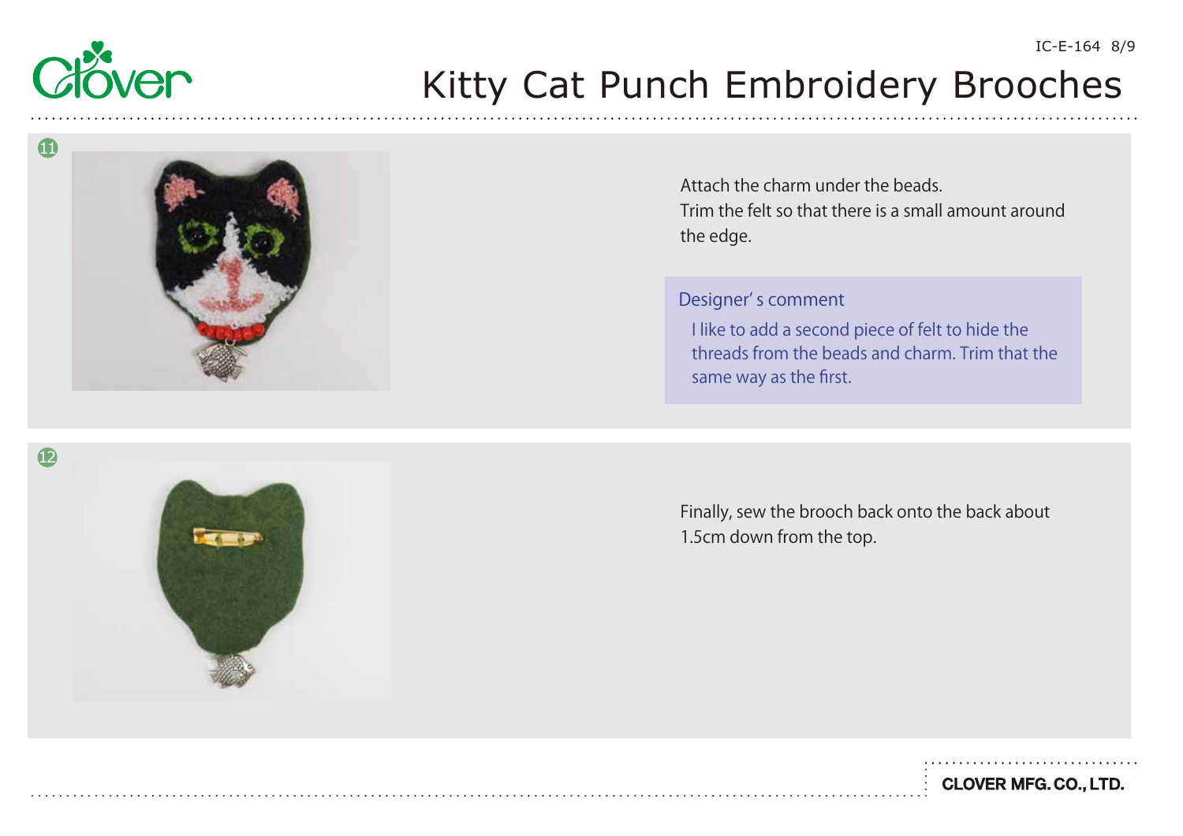# Kitty Cat Punch Embroidery Brooches

11

Attach the charm under the beads.
Trim the felt so that there is a small amount around the edge.

**Designer' s comment**

I like to add a second piece of felt to hide the threads from the beads and charm. Trim that the same way as the first.

12

Finally, sew the brooch back onto the back about 1.5cm down from the top.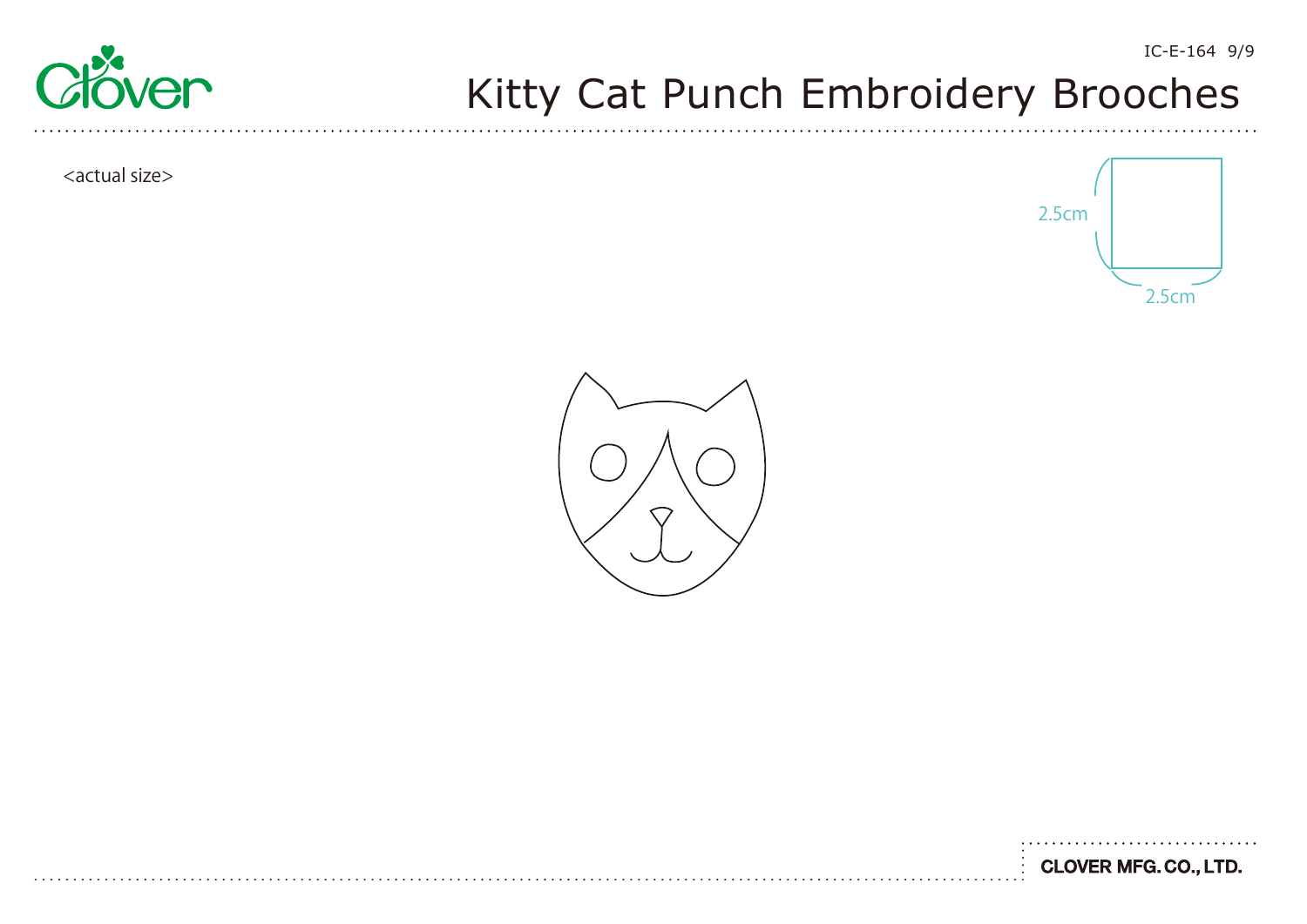# Kitty Cat Punch Embroidery Brooches

<actual size>

2.5cm

2.5cm

**CLOVER MFG. CO., LTD.**